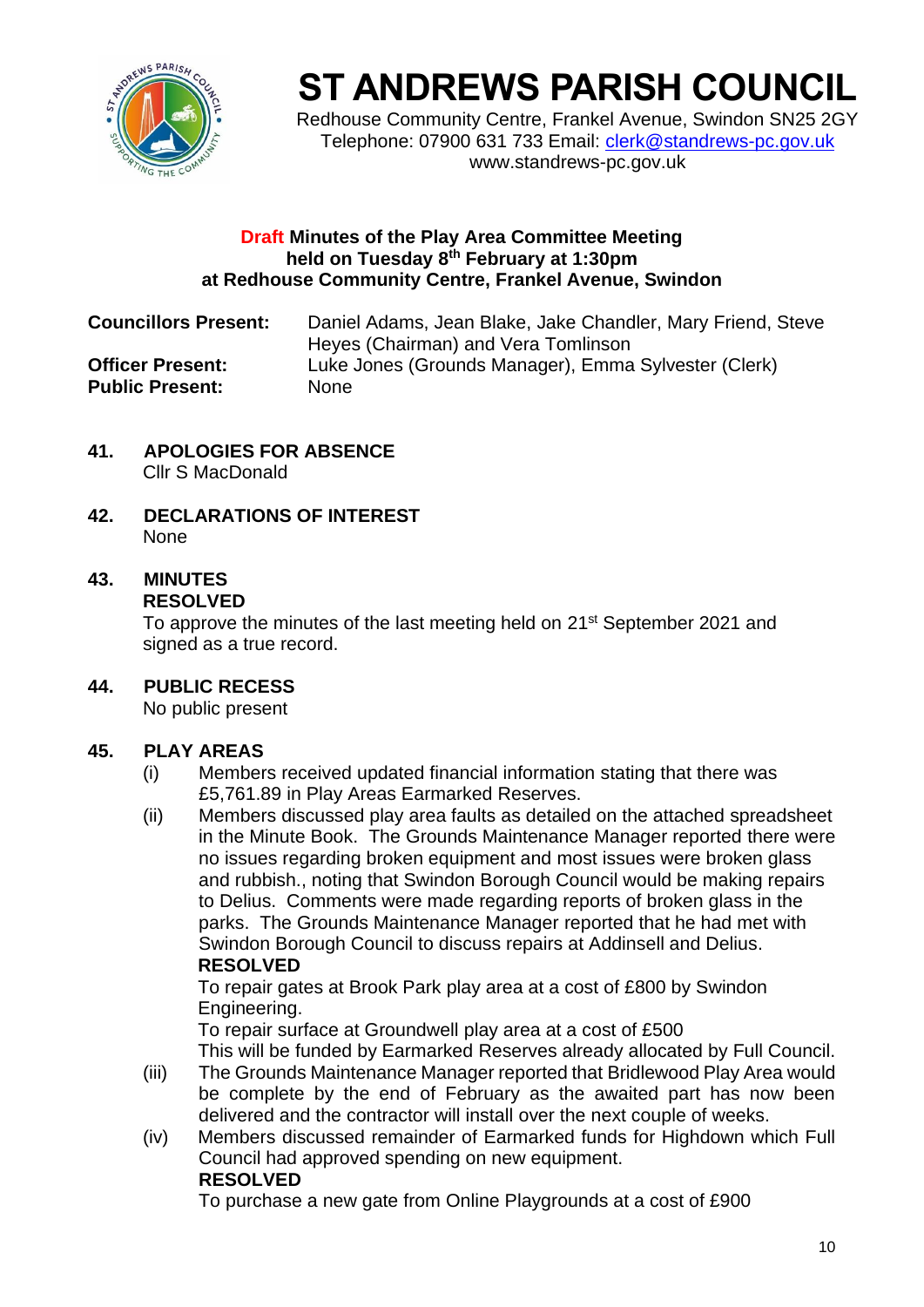# ST ANDREWS PARISH COUNCIL

Redhouse Community Centre, Frankel Avenue, Swindon SN25 2GY
Telephone: 07900 631 733 Email: clerk@standrews-pc.gov.uk
www.standrews-pc.gov.uk

**Draft Minutes of the Play Area Committee Meeting held on Tuesday 8th February at 1:30pm at Redhouse Community Centre, Frankel Avenue, Swindon**

| | |
|---|---|
| **Councillors Present:** | Daniel Adams, Jean Blake, Jake Chandler, Mary Friend, Steve Heyes (Chairman) and Vera Tomlinson |
| **Officer Present:** | Luke Jones (Grounds Manager), Emma Sylvester (Clerk) |
| **Public Present:** | None |

## 41. APOLOGIES FOR ABSENCE

Cllr S MacDonald

## 42. DECLARATIONS OF INTEREST

None

## 43. MINUTES

**RESOLVED**

To approve the minutes of the last meeting held on 21st September 2021 and signed as a true record.

## 44. PUBLIC RECESS

No public present

## 45. PLAY AREAS

(i) Members received updated financial information stating that there was £5,761.89 in Play Areas Earmarked Reserves.

(ii) Members discussed play area faults as detailed on the attached spreadsheet in the Minute Book. The Grounds Maintenance Manager reported there were no issues regarding broken equipment and most issues were broken glass and rubbish., noting that Swindon Borough Council would be making repairs to Delius. Comments were made regarding reports of broken glass in the parks. The Grounds Maintenance Manager reported that he had met with Swindon Borough Council to discuss repairs at Addinsell and Delius.

**RESOLVED**

To repair gates at Brook Park play area at a cost of £800 by Swindon Engineering.

To repair surface at Groundwell play area at a cost of £500

This will be funded by Earmarked Reserves already allocated by Full Council.

(iii) The Grounds Maintenance Manager reported that Bridlewood Play Area would be complete by the end of February as the awaited part has now been delivered and the contractor will install over the next couple of weeks.

(iv) Members discussed remainder of Earmarked funds for Highdown which Full Council had approved spending on new equipment.

**RESOLVED**

To purchase a new gate from Online Playgrounds at a cost of £900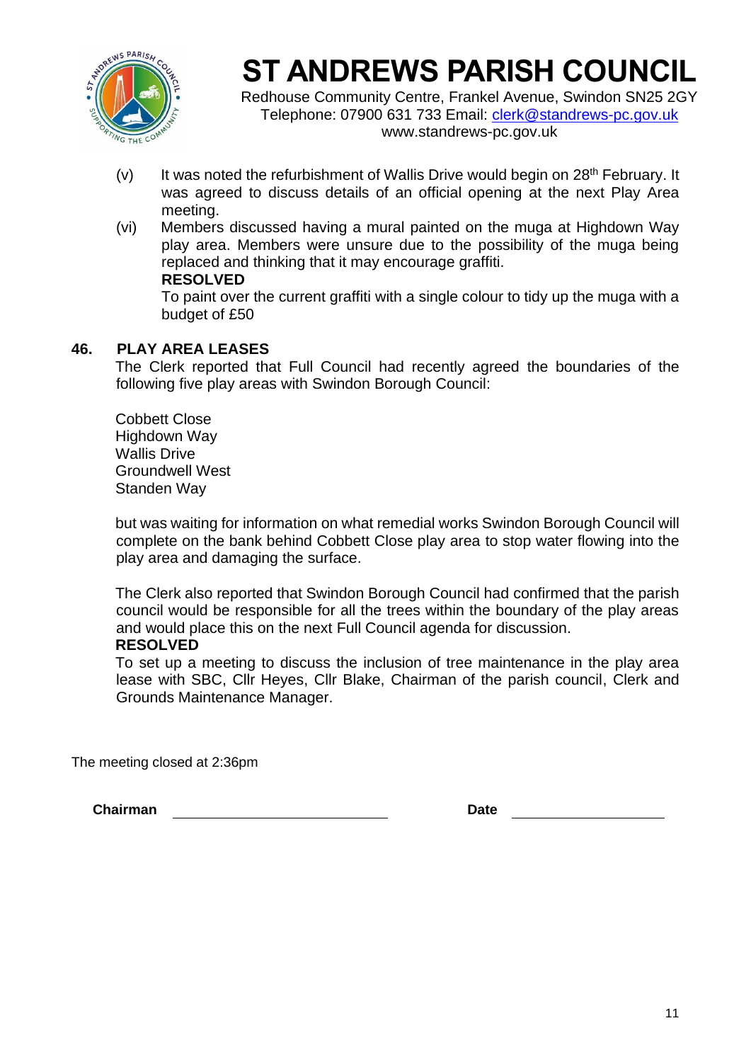# ST ANDREWS PARISH COUNCIL

Redhouse Community Centre, Frankel Avenue, Swindon SN25 2GY
Telephone: 07900 631 733 Email: clerk@standrews-pc.gov.uk
www.standrews-pc.gov.uk

(v) It was noted the refurbishment of Wallis Drive would begin on 28th February. It was agreed to discuss details of an official opening at the next Play Area meeting.

(vi) Members discussed having a mural painted on the muga at Highdown Way play area. Members were unsure due to the possibility of the muga being replaced and thinking that it may encourage graffiti.

**RESOLVED**

To paint over the current graffiti with a single colour to tidy up the muga with a budget of £50

## 46. PLAY AREA LEASES

The Clerk reported that Full Council had recently agreed the boundaries of the following five play areas with Swindon Borough Council:

Cobbett Close
Highdown Way
Wallis Drive
Groundwell West
Standen Way

but was waiting for information on what remedial works Swindon Borough Council will complete on the bank behind Cobbett Close play area to stop water flowing into the play area and damaging the surface.

The Clerk also reported that Swindon Borough Council had confirmed that the parish council would be responsible for all the trees within the boundary of the play areas and would place this on the next Full Council agenda for discussion.

**RESOLVED**

To set up a meeting to discuss the inclusion of tree maintenance in the play area lease with SBC, Cllr Heyes, Cllr Blake, Chairman of the parish council, Clerk and Grounds Maintenance Manager.

The meeting closed at 2:36pm

**Chairman** \_\_\_\_\_\_\_\_\_\_\_\_\_\_\_\_\_\_\_\_ **Date** \_\_\_\_\_\_\_\_\_\_\_\_\_\_\_\_